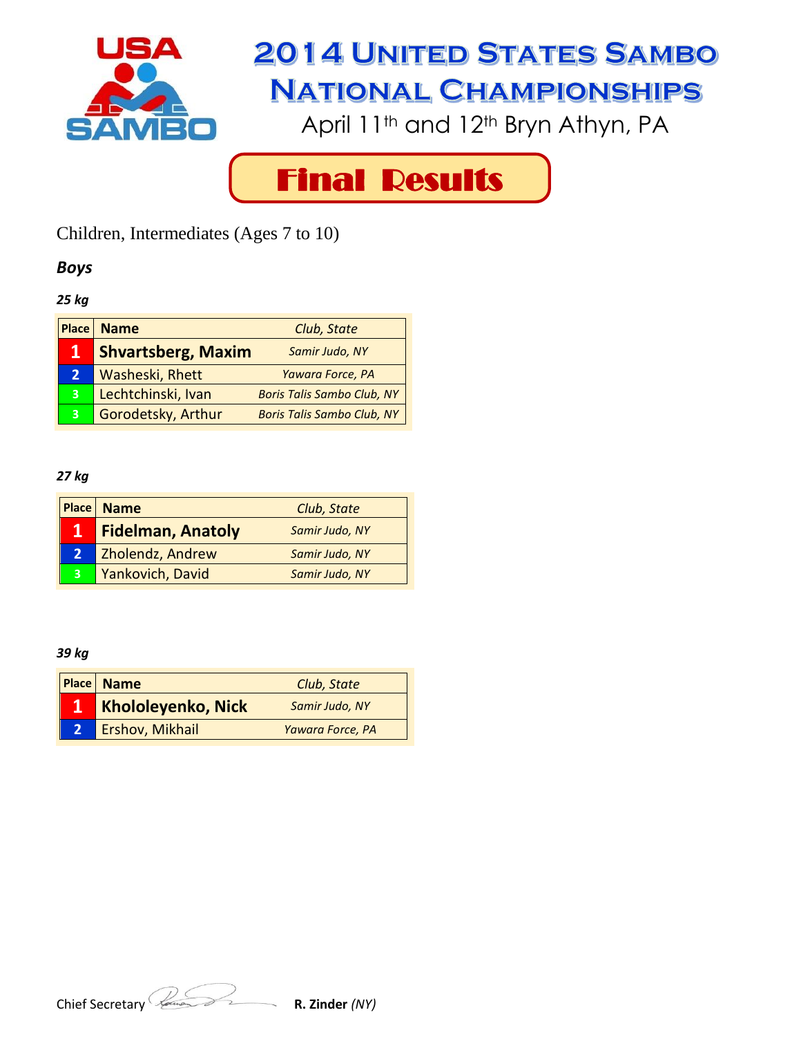# 2014 United States Sambo National Championships

April 11th and 12th Bryn Athyn, PA

## Final Results

Children, Intermediates (Ages 7 to 10)

### *Boys*

***25 kg***

| Place | Name | *Club, State* |
|---|---|---|
| 1 | **Shvartsberg, Maxim** | *Samir Judo, NY* |
| 2 | Washeski, Rhett | *Yawara Force, PA* |
| 3 | Lechtchinski, Ivan | *Boris Talis Sambo Club, NY* |
| 3 | Gorodetsky, Arthur | *Boris Talis Sambo Club, NY* |

***27 kg***

| Place | Name | *Club, State* |
|---|---|---|
| 1 | **Fidelman, Anatoly** | *Samir Judo, NY* |
| 2 | Zholendz, Andrew | *Samir Judo, NY* |
| 3 | Yankovich, David | *Samir Judo, NY* |

***39 kg***

| Place | Name | *Club, State* |
|---|---|---|
| 1 | **Khololeyenko, Nick** | *Samir Judo, NY* |
| 2 | Ershov, Mikhail | *Yawara Force, PA* |

Chief Secretary **R. Zinder** *(NY)*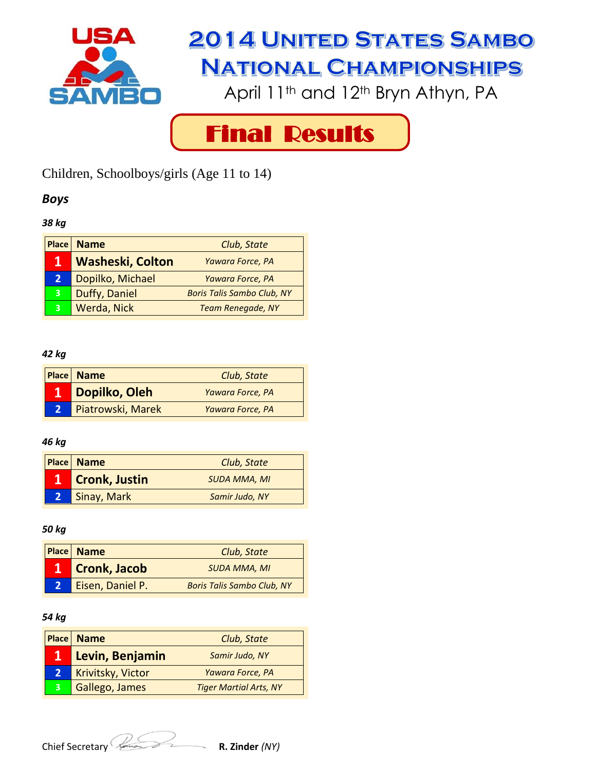# 2014 United States Sambo National Championships

April 11th and 12th Bryn Athyn, PA

## Final Results

Children, Schoolboys/girls (Age 11 to 14)

### *Boys*

***38 kg***

| Place | Name | Club, State |
|---|---|---|
| 1 | **Washeski, Colton** | *Yawara Force, PA* |
| 2 | Dopilko, Michael | *Yawara Force, PA* |
| 3 | Duffy, Daniel | *Boris Talis Sambo Club, NY* |
| 3 | Werda, Nick | *Team Renegade, NY* |

***42 kg***

| Place | Name | Club, State |
|---|---|---|
| 1 | **Dopilko, Oleh** | *Yawara Force, PA* |
| 2 | Piatrowski, Marek | *Yawara Force, PA* |

***46 kg***

| Place | Name | Club, State |
|---|---|---|
| 1 | **Cronk, Justin** | *SUDA MMA, MI* |
| 2 | Sinay, Mark | *Samir Judo, NY* |

***50 kg***

| Place | Name | Club, State |
|---|---|---|
| 1 | **Cronk, Jacob** | *SUDA MMA, MI* |
| 2 | Eisen, Daniel P. | *Boris Talis Sambo Club, NY* |

***54 kg***

| Place | Name | Club, State |
|---|---|---|
| 1 | **Levin, Benjamin** | *Samir Judo, NY* |
| 2 | Krivitsky, Victor | *Yawara Force, PA* |
| 3 | Gallego, James | *Tiger Martial Arts, NY* |

Chief Secretary **R. Zinder** *(NY)*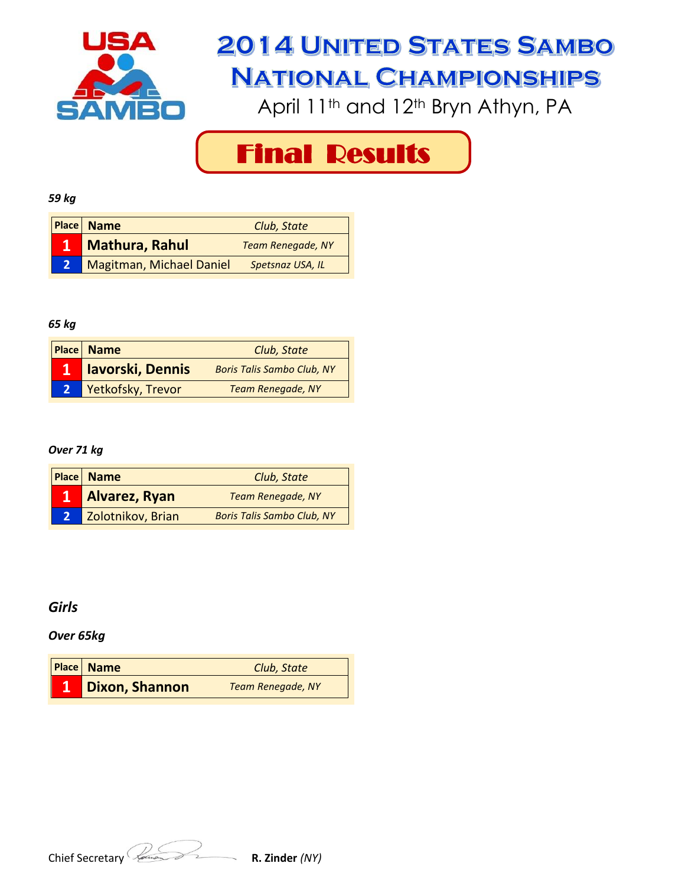# 2014 United States Sambo National Championships

April 11th and 12th Bryn Athyn, PA

## Final Results

*59 kg*

| Place | Name | Club, State |
|---|---|---|
| 1 | **Mathura, Rahul** | *Team Renegade, NY* |
| 2 | Magitman, Michael Daniel | *Spetsnaz USA, IL* |

*65 kg*

| Place | Name | Club, State |
|---|---|---|
| 1 | **Iavorski, Dennis** | *Boris Talis Sambo Club, NY* |
| 2 | Yetkofsky, Trevor | *Team Renegade, NY* |

*Over 71 kg*

| Place | Name | Club, State |
|---|---|---|
| 1 | **Alvarez, Ryan** | *Team Renegade, NY* |
| 2 | Zolotnikov, Brian | *Boris Talis Sambo Club, NY* |

### *Girls*

*Over 65kg*

| Place | Name | Club, State |
|---|---|---|
| 1 | **Dixon, Shannon** | *Team Renegade, NY* |

Chief Secretary **R. Zinder** *(NY)*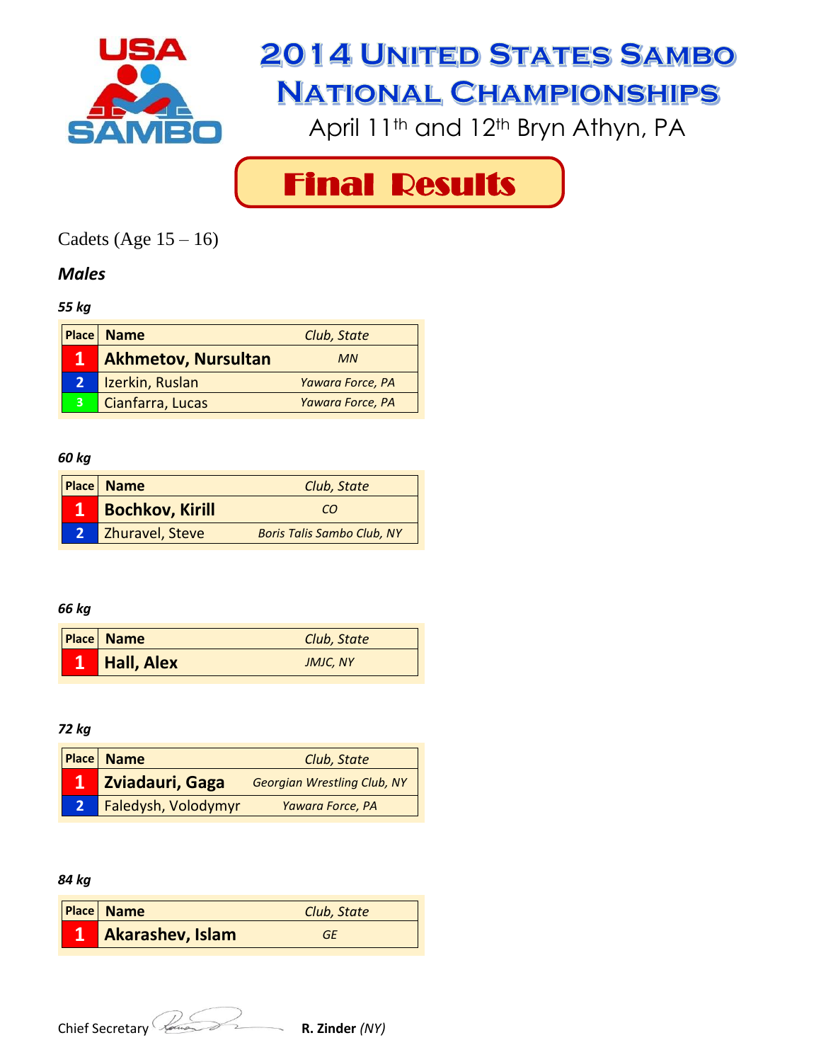# 2014 United States Sambo National Championships

April 11th and 12th Bryn Athyn, PA

## Final Results

Cadets (Age 15 – 16)

### *Males*

***55 kg***

| Place | Name | *Club, State* |
|---|---|---|
| 1 | **Akhmetov, Nursultan** | *MN* |
| 2 | Izerkin, Ruslan | *Yawara Force, PA* |
| 3 | Cianfarra, Lucas | *Yawara Force, PA* |

***60 kg***

| Place | Name | *Club, State* |
|---|---|---|
| 1 | **Bochkov, Kirill** | *CO* |
| 2 | Zhuravel, Steve | *Boris Talis Sambo Club, NY* |

***66 kg***

| Place | Name | *Club, State* |
|---|---|---|
| 1 | **Hall, Alex** | *JMJC, NY* |

***72 kg***

| Place | Name | *Club, State* |
|---|---|---|
| 1 | **Zviadauri, Gaga** | *Georgian Wrestling Club, NY* |
| 2 | Faledysh, Volodymyr | *Yawara Force, PA* |

***84 kg***

| Place | Name | *Club, State* |
|---|---|---|
| 1 | **Akarashev, Islam** | *GE* |

Chief Secretary **R. Zinder** *(NY)*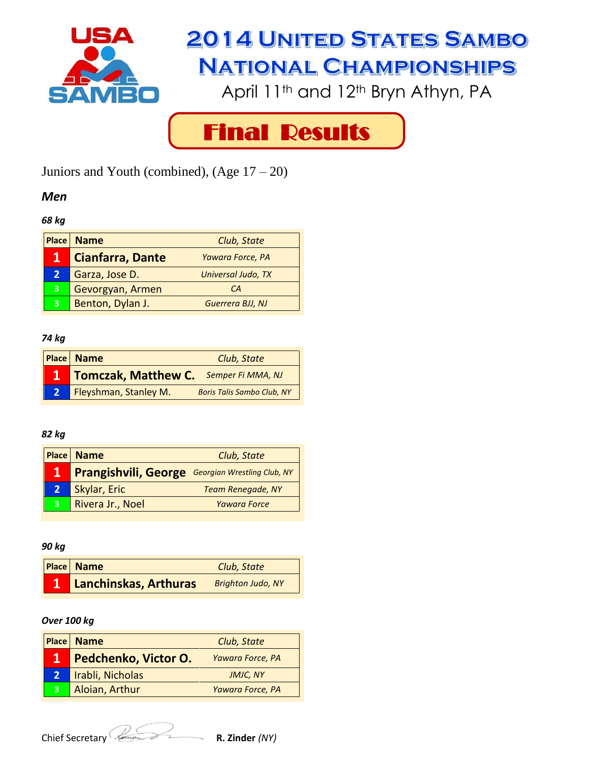# 2014 United States Sambo National Championships

April 11th and 12th Bryn Athyn, PA

## Final Results

Juniors and Youth (combined), (Age 17 – 20)

### *Men*

***68 kg***

| Place | Name | Club, State |
|---|---|---|
| 1 | **Cianfarra, Dante** | *Yawara Force, PA* |
| 2 | Garza, Jose D. | *Universal Judo, TX* |
| 3 | Gevorgyan, Armen | *CA* |
| 3 | Benton, Dylan J. | *Guerrera BJJ, NJ* |

***74 kg***

| Place | Name | Club, State |
|---|---|---|
| 1 | **Tomczak, Matthew C.** | *Semper Fi MMA, NJ* |
| 2 | Fleyshman, Stanley M. | *Boris Talis Sambo Club, NY* |

***82 kg***

| Place | Name | Club, State |
|---|---|---|
| 1 | **Prangishvili, George** | *Georgian Wrestling Club, NY* |
| 2 | Skylar, Eric | *Team Renegade, NY* |
| 3 | Rivera Jr., Noel | *Yawara Force* |

***90 kg***

| Place | Name | Club, State |
|---|---|---|
| 1 | **Lanchinskas, Arthuras** | *Brighton Judo, NY* |

***Over 100 kg***

| Place | Name | Club, State |
|---|---|---|
| 1 | **Pedchenko, Victor O.** | *Yawara Force, PA* |
| 2 | Irabli, Nicholas | *JMJC, NY* |
| 3 | Aloian, Arthur | *Yawara Force, PA* |

Chief Secretary **R. Zinder** *(NY)*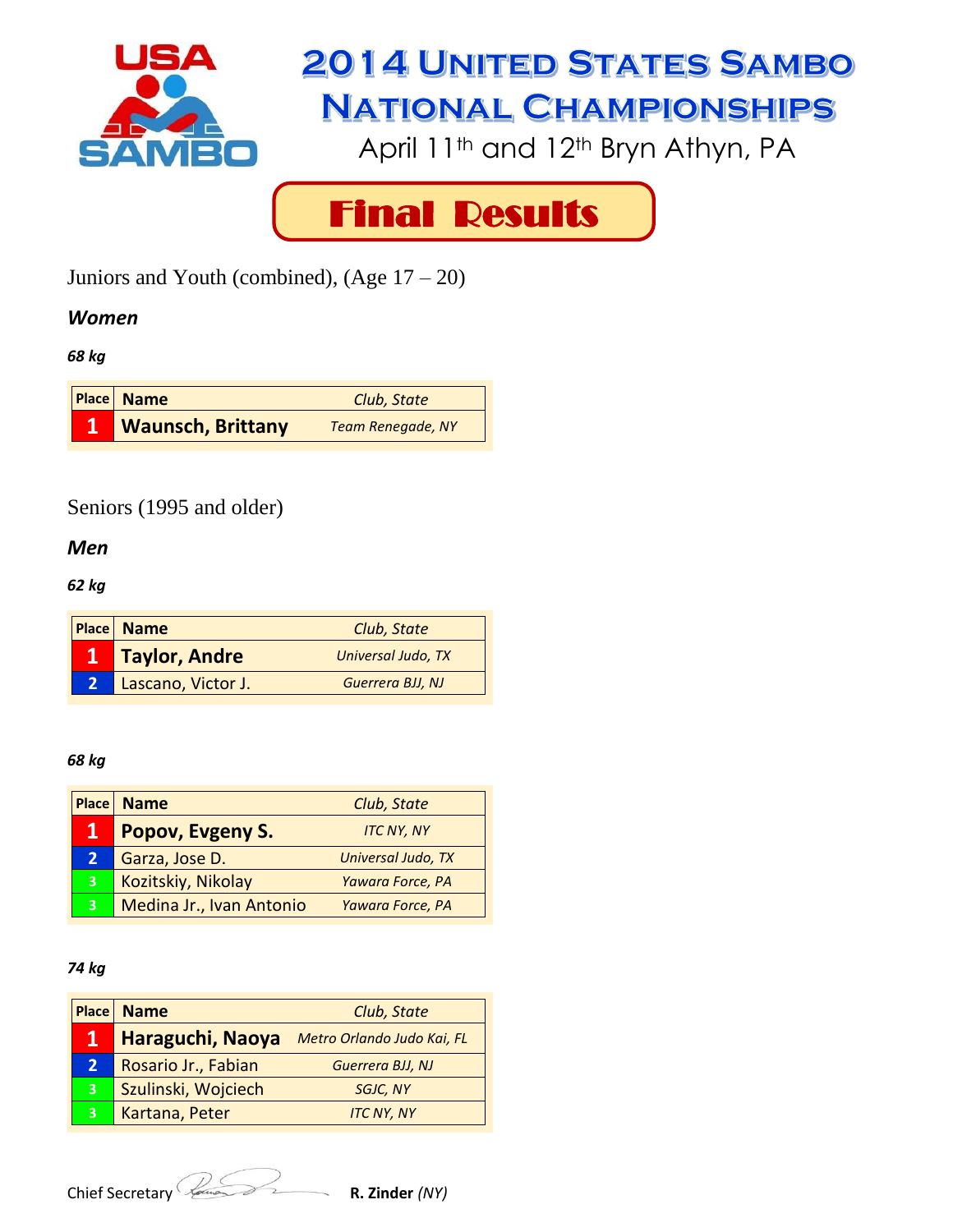# 2014 United States Sambo National Championships

April 11th and 12th Bryn Athyn, PA

## Final Results

Juniors and Youth (combined), (Age 17 – 20)

### *Women*

***68 kg***

| Place | Name | Club, State |
|---|---|---|
| 1 | **Waunsch, Brittany** | *Team Renegade, NY* |

Seniors (1995 and older)

### *Men*

***62 kg***

| Place | Name | Club, State |
|---|---|---|
| 1 | **Taylor, Andre** | *Universal Judo, TX* |
| 2 | Lascano, Victor J. | *Guerrera BJJ, NJ* |

***68 kg***

| Place | Name | Club, State |
|---|---|---|
| 1 | **Popov, Evgeny S.** | *ITC NY, NY* |
| 2 | Garza, Jose D. | *Universal Judo, TX* |
| 3 | Kozitskiy, Nikolay | *Yawara Force, PA* |
| 3 | Medina Jr., Ivan Antonio | *Yawara Force, PA* |

***74 kg***

| Place | Name | Club, State |
|---|---|---|
| 1 | **Haraguchi, Naoya** | *Metro Orlando Judo Kai, FL* |
| 2 | Rosario Jr., Fabian | *Guerrera BJJ, NJ* |
| 3 | Szulinski, Wojciech | *SGJC, NY* |
| 3 | Kartana, Peter | *ITC NY, NY* |

Chief Secretary **R. Zinder** *(NY)*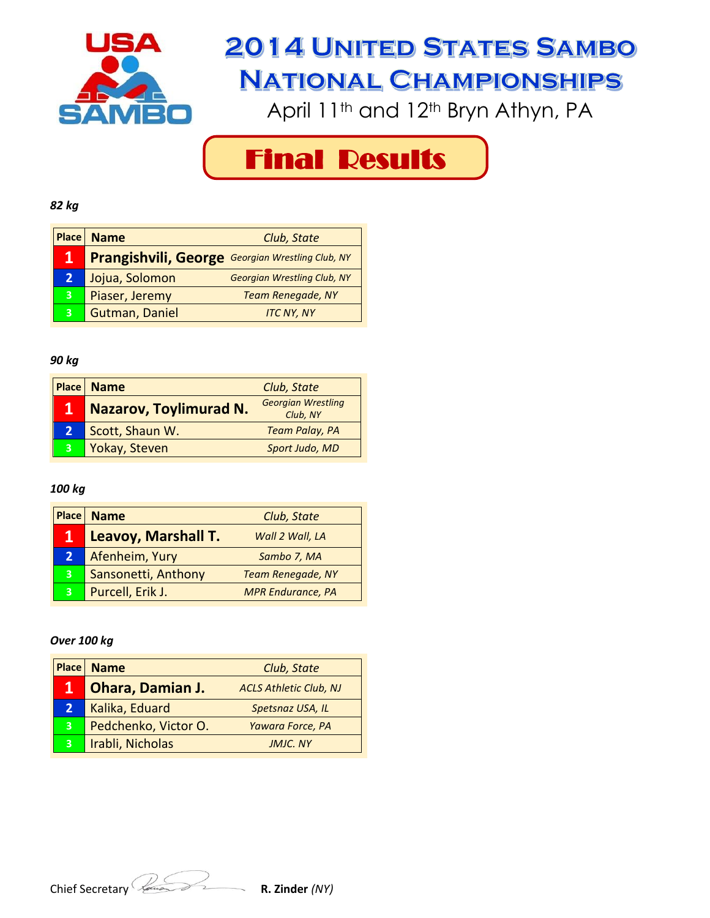# 2014 United States Sambo National Championships

April 11th and 12th Bryn Athyn, PA

## Final Results

*82 kg*

| Place | Name | Club, State |
|---|---|---|
| 1 | **Prangishvili, George** | *Georgian Wrestling Club, NY* |
| 2 | Jojua, Solomon | *Georgian Wrestling Club, NY* |
| 3 | Piaser, Jeremy | *Team Renegade, NY* |
| 3 | Gutman, Daniel | *ITC NY, NY* |

*90 kg*

| Place | Name | Club, State |
|---|---|---|
| 1 | **Nazarov, Toylimurad N.** | *Georgian Wrestling Club, NY* |
| 2 | Scott, Shaun W. | *Team Palay, PA* |
| 3 | Yokay, Steven | *Sport Judo, MD* |

*100 kg*

| Place | Name | Club, State |
|---|---|---|
| 1 | **Leavoy, Marshall T.** | *Wall 2 Wall, LA* |
| 2 | Afenheim, Yury | *Sambo 7, MA* |
| 3 | Sansonetti, Anthony | *Team Renegade, NY* |
| 3 | Purcell, Erik J. | *MPR Endurance, PA* |

*Over 100 kg*

| Place | Name | Club, State |
|---|---|---|
| 1 | **Ohara, Damian J.** | *ACLS Athletic Club, NJ* |
| 2 | Kalika, Eduard | *Spetsnaz USA, IL* |
| 3 | Pedchenko, Victor O. | *Yawara Force, PA* |
| 3 | Irabli, Nicholas | *JMJC. NY* |

Chief Secretary **R. Zinder** *(NY)*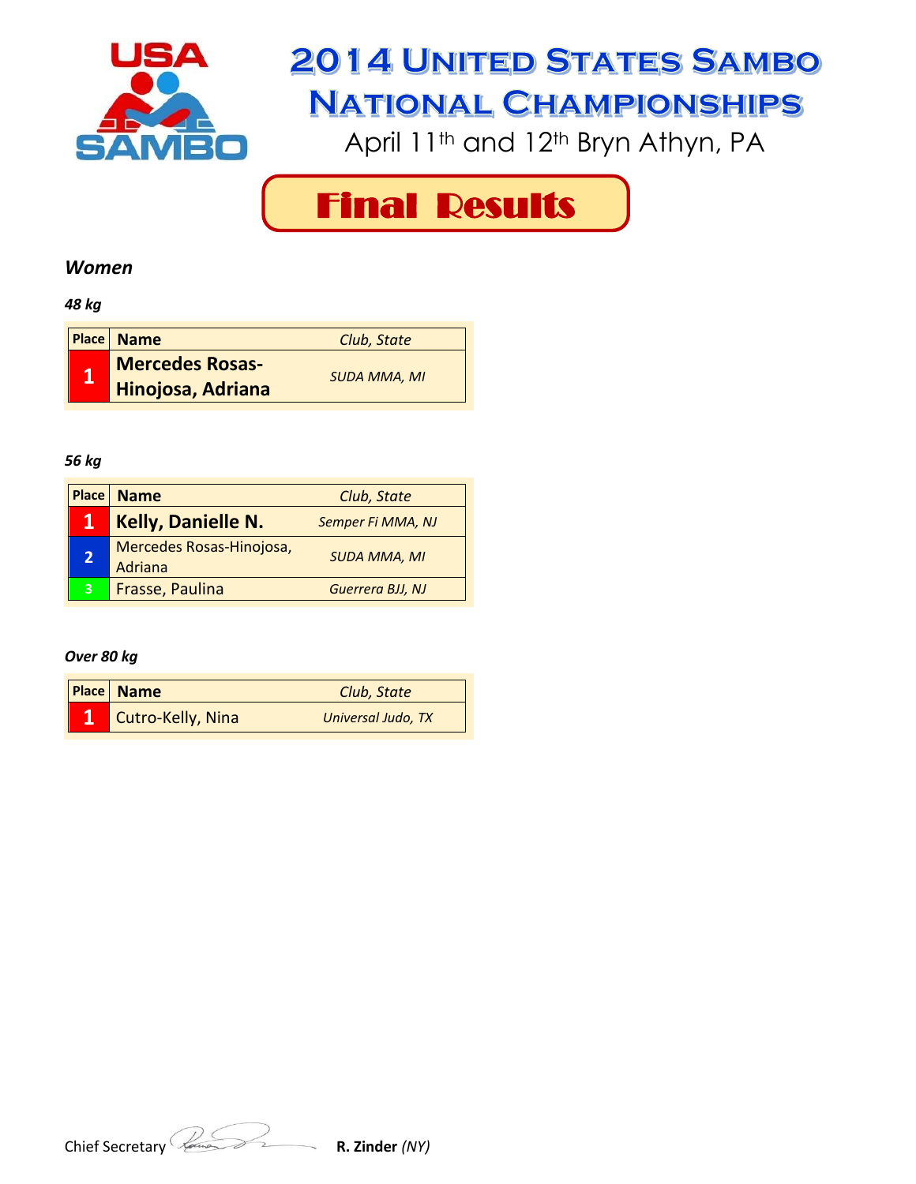# 2014 United States Sambo National Championships

April 11th and 12th Bryn Athyn, PA

## Final Results

### *Women*

***48 kg***

| Place | Name | Club, State |
|---|---|---|
| 1 | **Mercedes Rosas-Hinojosa, Adriana** | *SUDA MMA, MI* |

***56 kg***

| Place | Name | Club, State |
|---|---|---|
| 1 | **Kelly, Danielle N.** | *Semper Fi MMA, NJ* |
| 2 | Mercedes Rosas-Hinojosa, Adriana | *SUDA MMA, MI* |
| 3 | Frasse, Paulina | *Guerrera BJJ, NJ* |

***Over 80 kg***

| Place | Name | Club, State |
|---|---|---|
| 1 | Cutro-Kelly, Nina | *Universal Judo, TX* |

Chief Secretary **R. Zinder** *(NY)*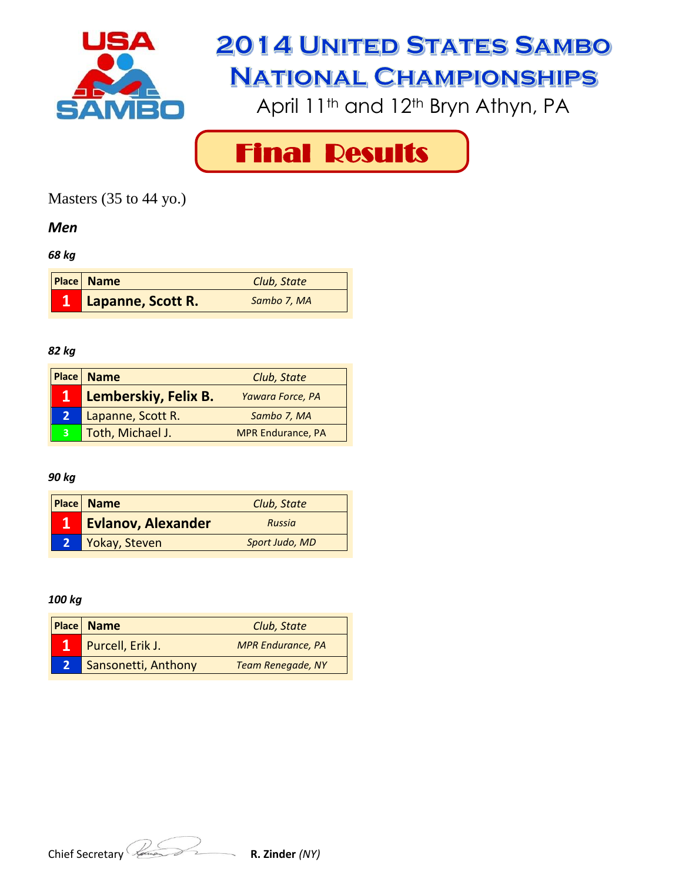# 2014 United States Sambo National Championships

April 11th and 12th Bryn Athyn, PA

## Final Results

Masters (35 to 44 yo.)

### *Men*

***68 kg***

| Place | Name | *Club, State* |
|---|---|---|
| 1 | **Lapanne, Scott R.** | *Sambo 7, MA* |

***82 kg***

| Place | Name | *Club, State* |
|---|---|---|
| 1 | **Lemberskiy, Felix B.** | *Yawara Force, PA* |
| 2 | Lapanne, Scott R. | *Sambo 7, MA* |
| 3 | Toth, Michael J. | MPR Endurance, PA |

***90 kg***

| Place | Name | *Club, State* |
|---|---|---|
| 1 | **Evlanov, Alexander** | *Russia* |
| 2 | Yokay, Steven | *Sport Judo, MD* |

***100 kg***

| Place | Name | *Club, State* |
|---|---|---|
| 1 | Purcell, Erik J. | *MPR Endurance, PA* |
| 2 | Sansonetti, Anthony | *Team Renegade, NY* |

Chief Secretary **R. Zinder** *(NY)*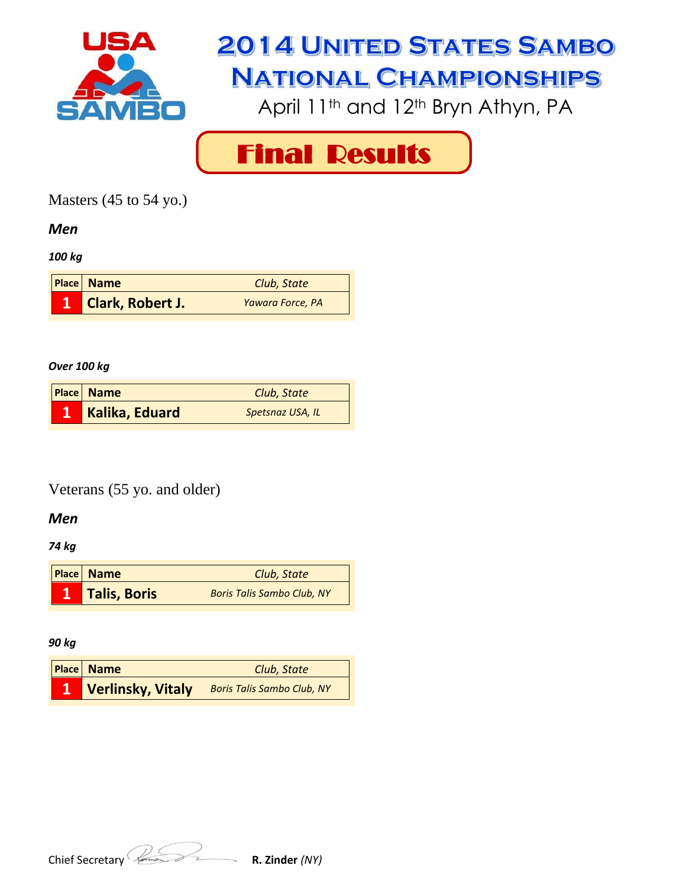# 2014 United States Sambo National Championships

April 11th and 12th Bryn Athyn, PA

## Final Results

### Masters (45 to 54 yo.)

#### *Men*

***100 kg***

| Place | Name | *Club, State* |
|---|---|---|
| 1 | **Clark, Robert J.** | *Yawara Force, PA* |

***Over 100 kg***

| Place | Name | *Club, State* |
|---|---|---|
| 1 | **Kalika, Eduard** | *Spetsnaz USA, IL* |

### Veterans (55 yo. and older)

#### *Men*

***74 kg***

| Place | Name | *Club, State* |
|---|---|---|
| 1 | **Talis, Boris** | *Boris Talis Sambo Club, NY* |

***90 kg***

| Place | Name | *Club, State* |
|---|---|---|
| 1 | **Verlinsky, Vitaly** | *Boris Talis Sambo Club, NY* |

Chief Secretary **R. Zinder** *(NY)*